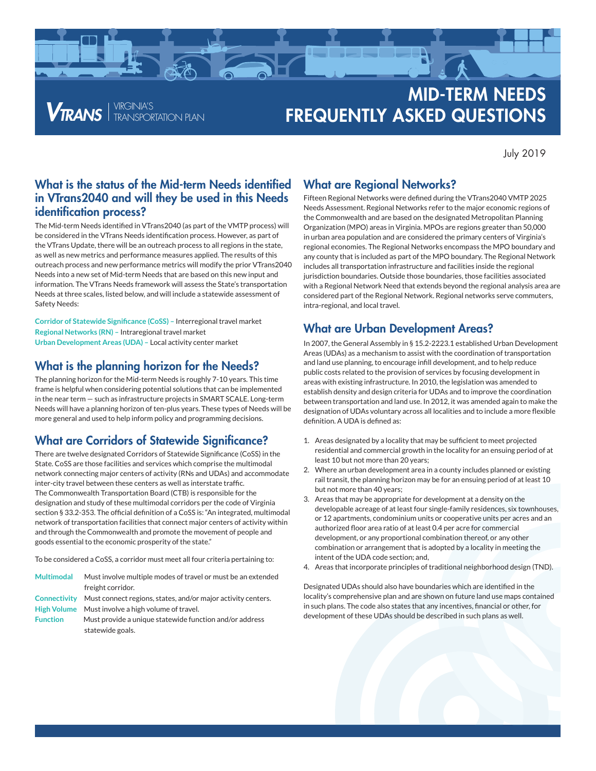# MID-TERM NEEDS FREQUENTLY ASKED QUESTIONS

VTRANS | VIRGINIA'S TRANSPORTATION PLAN

July 2019

## What is the status of the Mid-term Needs identified in VTrans2040 and will they be used in this Needs identification process?

The Mid-term Needs identified in VTrans2040 (as part of the VMTP process) will be considered in the VTrans Needs identification process. However, as part of the VTrans Update, there will be an outreach process to all regions in the state, as well as new metrics and performance measures applied. The results of this outreach process and new performance metrics will modify the prior VTrans2040 Needs into a new set of Mid-term Needs that are based on this new input and information. The VTrans Needs framework will assess the State's transportation Needs at three scales, listed below, and will include a statewide assessment of Safety Needs:

**Corridor of Statewide Significance (CoSS) –** Interregional travel market
**Regional Networks (RN) –** Intraregional travel market
**Urban Development Areas (UDA) –** Local activity center market

## What is the planning horizon for the Needs?

The planning horizon for the Mid-term Needs is roughly 7-10 years. This time frame is helpful when considering potential solutions that can be implemented in the near term — such as infrastructure projects in SMART SCALE. Long-term Needs will have a planning horizon of ten-plus years. These types of Needs will be more general and used to help inform policy and programming decisions.

## What are Corridors of Statewide Significance?

There are twelve designated Corridors of Statewide Significance (CoSS) in the State. CoSS are those facilities and services which comprise the multimodal network connecting major centers of activity (RNs and UDAs) and accommodate inter-city travel between these centers as well as interstate traffic. The Commonwealth Transportation Board (CTB) is responsible for the designation and study of these multimodal corridors per the code of Virginia section § 33.2-353. The official definition of a CoSS is: "An integrated, multimodal network of transportation facilities that connect major centers of activity within and through the Commonwealth and promote the movement of people and goods essential to the economic prosperity of the state."

To be considered a CoSS, a corridor must meet all four criteria pertaining to:

**Multimodal** Must involve multiple modes of travel or must be an extended freight corridor.
**Connectivity** Must connect regions, states, and/or major activity centers.
**High Volume** Must involve a high volume of travel.
**Function** Must provide a unique statewide function and/or address statewide goals.

## What are Regional Networks?

Fifteen Regional Networks were defined during the VTrans2040 VMTP 2025 Needs Assessment. Regional Networks refer to the major economic regions of the Commonwealth and are based on the designated Metropolitan Planning Organization (MPO) areas in Virginia. MPOs are regions greater than 50,000 in urban area population and are considered the primary centers of Virginia's regional economies. The Regional Networks encompass the MPO boundary and any county that is included as part of the MPO boundary. The Regional Network includes all transportation infrastructure and facilities inside the regional jurisdiction boundaries. Outside those boundaries, those facilities associated with a Regional Network Need that extends beyond the regional analysis area are considered part of the Regional Network. Regional networks serve commuters, intra-regional, and local travel.

## What are Urban Development Areas?

In 2007, the General Assembly in § 15.2-2223.1 established Urban Development Areas (UDAs) as a mechanism to assist with the coordination of transportation and land use planning, to encourage infill development, and to help reduce public costs related to the provision of services by focusing development in areas with existing infrastructure. In 2010, the legislation was amended to establish density and design criteria for UDAs and to improve the coordination between transportation and land use. In 2012, it was amended again to make the designation of UDAs voluntary across all localities and to include a more flexible definition. A UDA is defined as:

1. Areas designated by a locality that may be sufficient to meet projected residential and commercial growth in the locality for an ensuing period of at least 10 but not more than 20 years;
2. Where an urban development area in a county includes planned or existing rail transit, the planning horizon may be for an ensuing period of at least 10 but not more than 40 years;
3. Areas that may be appropriate for development at a density on the developable acreage of at least four single-family residences, six townhouses, or 12 apartments, condominium units or cooperative units per acres and an authorized floor area ratio of at least 0.4 per acre for commercial development, or any proportional combination thereof, or any other combination or arrangement that is adopted by a locality in meeting the intent of the UDA code section; and,
4. Areas that incorporate principles of traditional neighborhood design (TND).

Designated UDAs should also have boundaries which are identified in the locality's comprehensive plan and are shown on future land use maps contained in such plans. The code also states that any incentives, financial or other, for development of these UDAs should be described in such plans as well.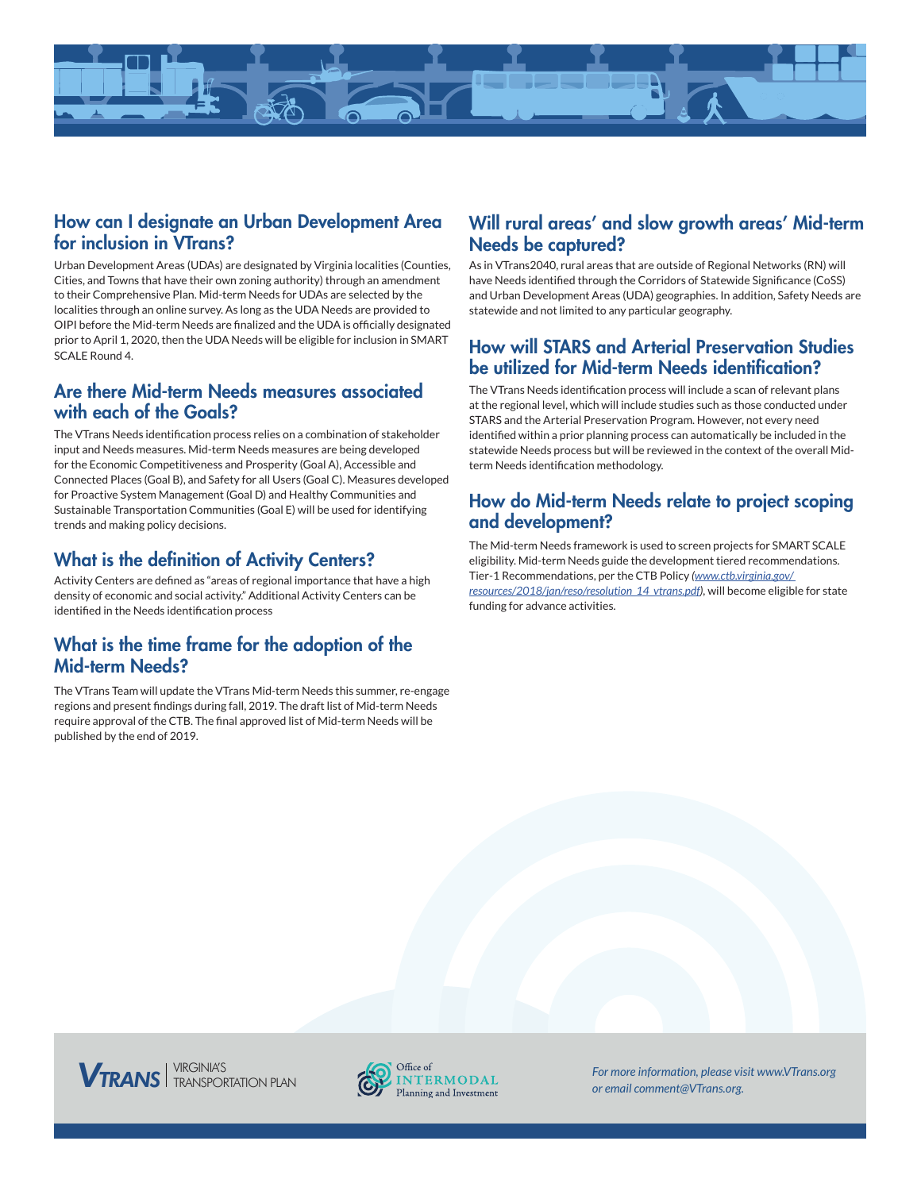## How can I designate an Urban Development Area for inclusion in VTrans?

Urban Development Areas (UDAs) are designated by Virginia localities (Counties, Cities, and Towns that have their own zoning authority) through an amendment to their Comprehensive Plan. Mid-term Needs for UDAs are selected by the localities through an online survey. As long as the UDA Needs are provided to OIPI before the Mid-term Needs are finalized and the UDA is officially designated prior to April 1, 2020, then the UDA Needs will be eligible for inclusion in SMART SCALE Round 4.

## Are there Mid-term Needs measures associated with each of the Goals?

The VTrans Needs identification process relies on a combination of stakeholder input and Needs measures. Mid-term Needs measures are being developed for the Economic Competitiveness and Prosperity (Goal A), Accessible and Connected Places (Goal B), and Safety for all Users (Goal C). Measures developed for Proactive System Management (Goal D) and Healthy Communities and Sustainable Transportation Communities (Goal E) will be used for identifying trends and making policy decisions.

## What is the definition of Activity Centers?

Activity Centers are defined as "areas of regional importance that have a high density of economic and social activity." Additional Activity Centers can be identified in the Needs identification process

## What is the time frame for the adoption of the Mid-term Needs?

The VTrans Team will update the VTrans Mid-term Needs this summer, re-engage regions and present findings during fall, 2019. The draft list of Mid-term Needs require approval of the CTB. The final approved list of Mid-term Needs will be published by the end of 2019.

## Will rural areas' and slow growth areas' Mid-term Needs be captured?

As in VTrans2040, rural areas that are outside of Regional Networks (RN) will have Needs identified through the Corridors of Statewide Significance (CoSS) and Urban Development Areas (UDA) geographies. In addition, Safety Needs are statewide and not limited to any particular geography.

## How will STARS and Arterial Preservation Studies be utilized for Mid-term Needs identification?

The VTrans Needs identification process will include a scan of relevant plans at the regional level, which will include studies such as those conducted under STARS and the Arterial Preservation Program. However, not every need identified within a prior planning process can automatically be included in the statewide Needs process but will be reviewed in the context of the overall Mid-term Needs identification methodology.

## How do Mid-term Needs relate to project scoping and development?

The Mid-term Needs framework is used to screen projects for SMART SCALE eligibility. Mid-term Needs guide the development tiered recommendations. Tier-1 Recommendations, per the CTB Policy (*www.ctb.virginia.gov/resources/2018/jan/reso/resolution_14_vtrans.pdf*), will become eligible for state funding for advance activities.

VTRANS | VIRGINIA'S TRANSPORTATION PLAN

Office of INTERMODAL Planning and Investment

*For more information, please visit www.VTrans.org or email comment@VTrans.org.*